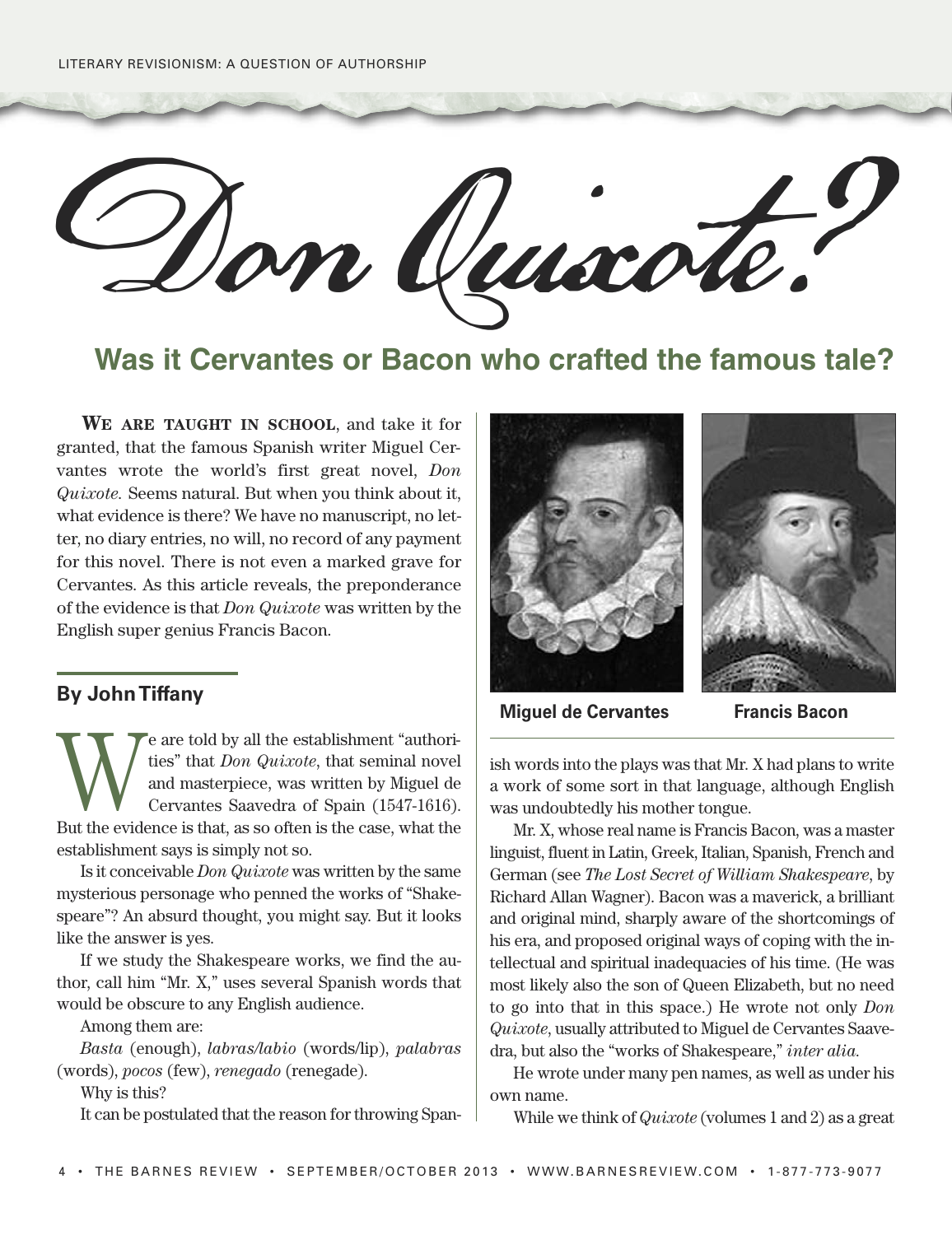# Don Quixote?

## Was it Cervantes or Bacon who crafted the famous tale?

**WE ARE TAUGHT IN SCHOOL**, and take it for granted, that the famous Spanish writer Miguel Cervantes wrote the world's first great novel, *Don Quixote*. Seems natural. But when you think about it, what evidence is there? We have no manuscript, no letter, no diary entries, no will, no record of any payment for this novel. There is not even a marked grave for Cervantes. As this article reveals, the preponderance of the evidence is that *Don Quixote* was written by the English super genius Francis Bacon.

**By John Tiffany**

We are told by all the establishment "authorities" that *Don Quixote*, that seminal novel and masterpiece, was written by Miguel de Cervantes Saavedra of Spain (1547-1616). But the evidence is that, as so often is the case, what the establishment says is simply not so.

Is it conceivable *Don Quixote* was written by the same mysterious personage who penned the works of "Shakespeare"? An absurd thought, you might say. But it looks like the answer is yes.

If we study the Shakespeare works, we find the author, call him "Mr. X," uses several Spanish words that would be obscure to any English audience.

Among them are:

*Basta* (enough), *labras/labio* (words/lip), *palabras* (words), *pocos* (few), *renegado* (renegade).

Why is this?

It can be postulated that the reason for throwing Spanish words into the plays was that Mr. X had plans to write a work of some sort in that language, although English was undoubtedly his mother tongue.

Miguel de Cervantes

Francis Bacon

Mr. X, whose real name is Francis Bacon, was a master linguist, fluent in Latin, Greek, Italian, Spanish, French and German (see *The Lost Secret of William Shakespeare*, by Richard Allan Wagner). Bacon was a maverick, a brilliant and original mind, sharply aware of the shortcomings of his era, and proposed original ways of coping with the intellectual and spiritual inadequacies of his time. (He was most likely also the son of Queen Elizabeth, but no need to go into that in this space.) He wrote not only *Don Quixote*, usually attributed to Miguel de Cervantes Saavedra, but also the "works of Shakespeare," *inter alia*.

He wrote under many pen names, as well as under his own name.

While we think of *Quixote* (volumes 1 and 2) as a great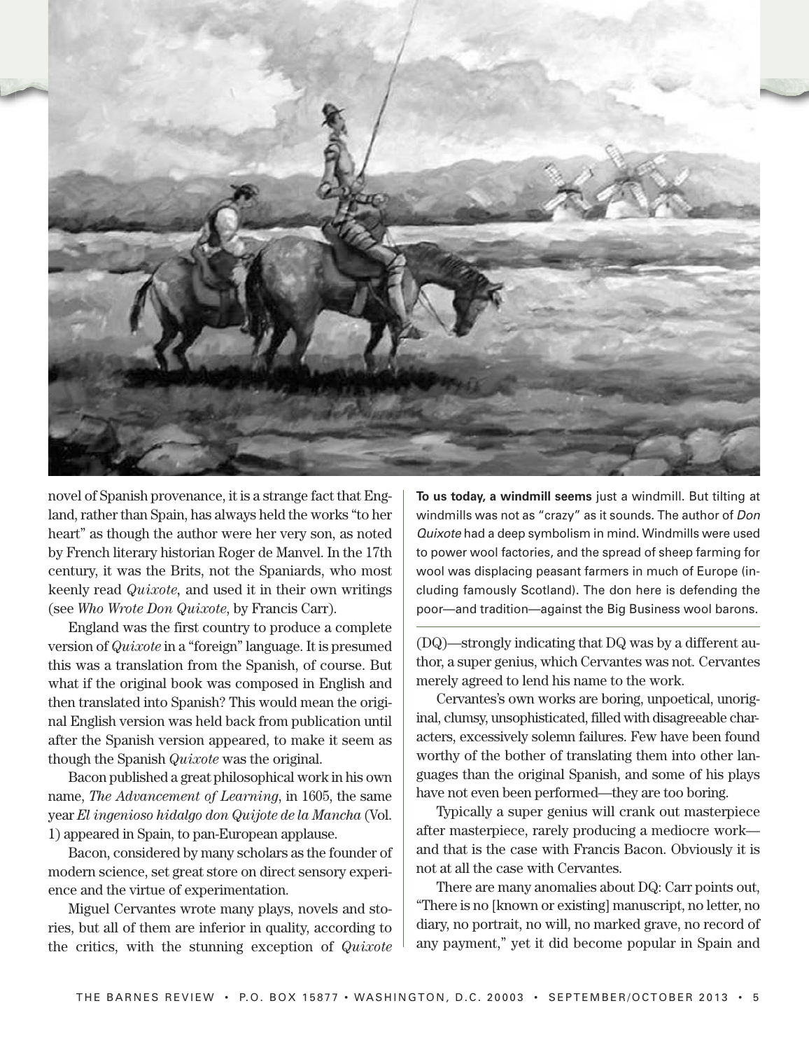novel of Spanish provenance, it is a strange fact that England, rather than Spain, has always held the works "to her heart" as though the author were her very son, as noted by French literary historian Roger de Manvel. In the 17th century, it was the Brits, not the Spaniards, who most keenly read *Quixote*, and used it in their own writings (see *Who Wrote Don Quixote*, by Francis Carr).

England was the first country to produce a complete version of *Quixote* in a "foreign" language. It is presumed this was a translation from the Spanish, of course. But what if the original book was composed in English and then translated into Spanish? This would mean the original English version was held back from publication until after the Spanish version appeared, to make it seem as though the Spanish *Quixote* was the original.

Bacon published a great philosophical work in his own name, *The Advancement of Learning*, in 1605, the same year *El ingenioso hidalgo don Quijote de la Mancha* (Vol. 1) appeared in Spain, to pan-European applause.

Bacon, considered by many scholars as the founder of modern science, set great store on direct sensory experience and the virtue of experimentation.

Miguel Cervantes wrote many plays, novels and stories, but all of them are inferior in quality, according to the critics, with the stunning exception of *Quixote* (DQ)—strongly indicating that DQ was by a different author, a super genius, which Cervantes was not. Cervantes merely agreed to lend his name to the work.

Cervantes's own works are boring, unpoetical, unoriginal, clumsy, unsophisticated, filled with disagreeable characters, excessively solemn failures. Few have been found worthy of the bother of translating them into other languages than the original Spanish, and some of his plays have not even been performed—they are too boring.

Typically a super genius will crank out masterpiece after masterpiece, rarely producing a mediocre work—and that is the case with Francis Bacon. Obviously it is not at all the case with Cervantes.

There are many anomalies about DQ: Carr points out, "There is no [known or existing] manuscript, no letter, no diary, no portrait, no will, no marked grave, no record of any payment," yet it did become popular in Spain and

**To us today, a windmill seems** just a windmill. But tilting at windmills was not as "crazy" as it sounds. The author of *Don Quixote* had a deep symbolism in mind. Windmills were used to power wool factories, and the spread of sheep farming for wool was displacing peasant farmers in much of Europe (including famously Scotland). The don here is defending the poor—and tradition—against the Big Business wool barons.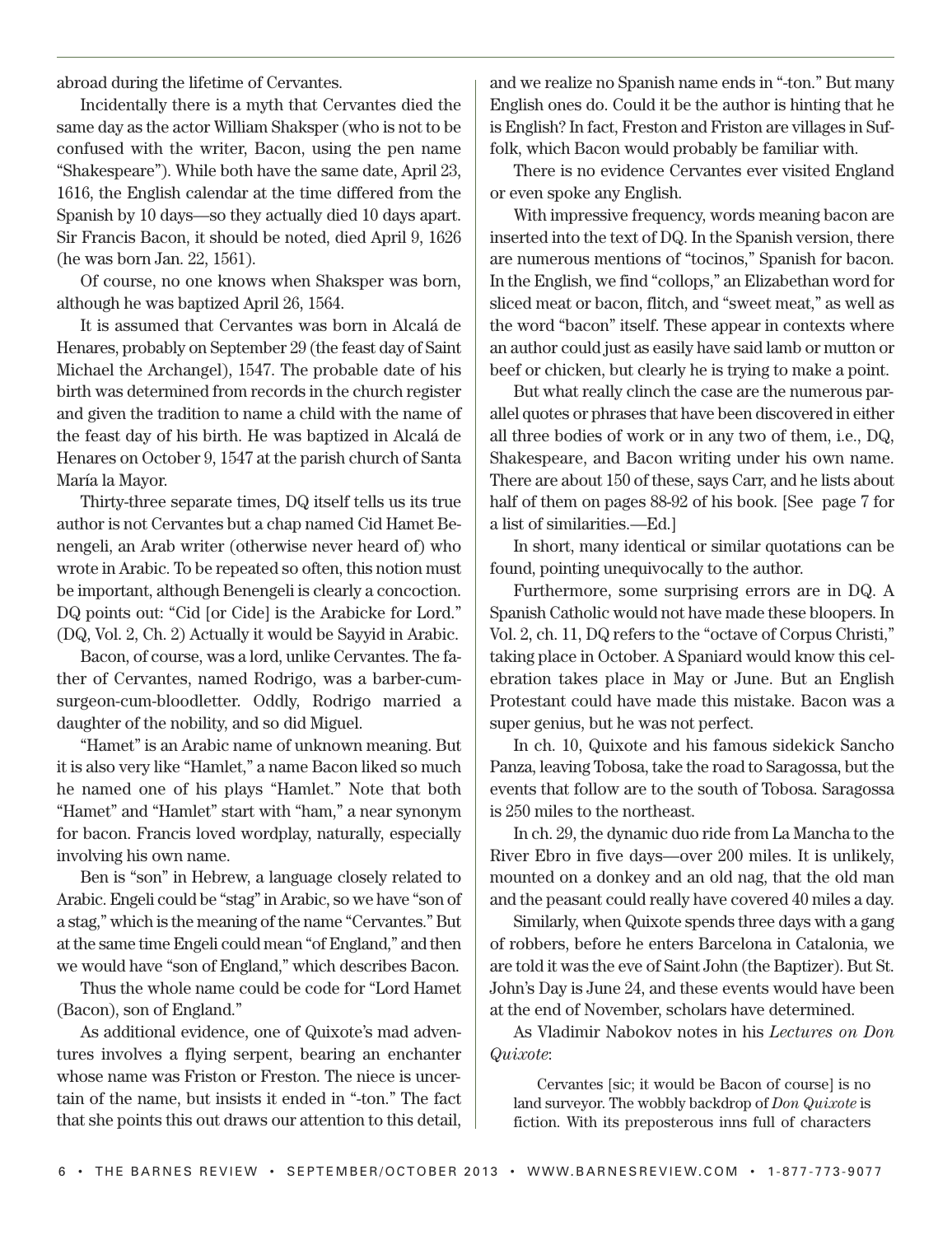abroad during the lifetime of Cervantes.

Incidentally there is a myth that Cervantes died the same day as the actor William Shaksper (who is not to be confused with the writer, Bacon, using the pen name "Shakespeare"). While both have the same date, April 23, 1616, the English calendar at the time differed from the Spanish by 10 days—so they actually died 10 days apart. Sir Francis Bacon, it should be noted, died April 9, 1626 (he was born Jan. 22, 1561).

Of course, no one knows when Shaksper was born, although he was baptized April 26, 1564.

It is assumed that Cervantes was born in Alcalá de Henares, probably on September 29 (the feast day of Saint Michael the Archangel), 1547. The probable date of his birth was determined from records in the church register and given the tradition to name a child with the name of the feast day of his birth. He was baptized in Alcalá de Henares on October 9, 1547 at the parish church of Santa María la Mayor.

Thirty-three separate times, DQ itself tells us its true author is not Cervantes but a chap named Cid Hamet Benengeli, an Arab writer (otherwise never heard of) who wrote in Arabic. To be repeated so often, this notion must be important, although Benengeli is clearly a concoction. DQ points out: "Cid [or Cide] is the Arabicke for Lord." (DQ, Vol. 2, Ch. 2) Actually it would be Sayyid in Arabic.

Bacon, of course, was a lord, unlike Cervantes. The father of Cervantes, named Rodrigo, was a barber-cum-surgeon-cum-bloodletter. Oddly, Rodrigo married a daughter of the nobility, and so did Miguel.

"Hamet" is an Arabic name of unknown meaning. But it is also very like "Hamlet," a name Bacon liked so much he named one of his plays "Hamlet." Note that both "Hamet" and "Hamlet" start with "ham," a near synonym for bacon. Francis loved wordplay, naturally, especially involving his own name.

Ben is "son" in Hebrew, a language closely related to Arabic. Engeli could be "stag" in Arabic, so we have "son of a stag," which is the meaning of the name "Cervantes." But at the same time Engeli could mean "of England," and then we would have "son of England," which describes Bacon.

Thus the whole name could be code for "Lord Hamet (Bacon), son of England."

As additional evidence, one of Quixote's mad adventures involves a flying serpent, bearing an enchanter whose name was Friston or Freston. The niece is uncertain of the name, but insists it ended in "-ton." The fact that she points this out draws our attention to this detail, and we realize no Spanish name ends in "-ton." But many English ones do. Could it be the author is hinting that he is English? In fact, Freston and Friston are villages in Suffolk, which Bacon would probably be familiar with.

There is no evidence Cervantes ever visited England or even spoke any English.

With impressive frequency, words meaning bacon are inserted into the text of DQ. In the Spanish version, there are numerous mentions of "tocinos," Spanish for bacon. In the English, we find "collops," an Elizabethan word for sliced meat or bacon, flitch, and "sweet meat," as well as the word "bacon" itself. These appear in contexts where an author could just as easily have said lamb or mutton or beef or chicken, but clearly he is trying to make a point.

But what really clinch the case are the numerous parallel quotes or phrases that have been discovered in either all three bodies of work or in any two of them, i.e., DQ, Shakespeare, and Bacon writing under his own name. There are about 150 of these, says Carr, and he lists about half of them on pages 88-92 of his book. [See page 7 for a list of similarities.—Ed.]

In short, many identical or similar quotations can be found, pointing unequivocally to the author.

Furthermore, some surprising errors are in DQ. A Spanish Catholic would not have made these bloopers. In Vol. 2, ch. 11, DQ refers to the "octave of Corpus Christi," taking place in October. A Spaniard would know this celebration takes place in May or June. But an English Protestant could have made this mistake. Bacon was a super genius, but he was not perfect.

In ch. 10, Quixote and his famous sidekick Sancho Panza, leaving Tobosa, take the road to Saragossa, but the events that follow are to the south of Tobosa. Saragossa is 250 miles to the northeast.

In ch. 29, the dynamic duo ride from La Mancha to the River Ebro in five days—over 200 miles. It is unlikely, mounted on a donkey and an old nag, that the old man and the peasant could really have covered 40 miles a day.

Similarly, when Quixote spends three days with a gang of robbers, before he enters Barcelona in Catalonia, we are told it was the eve of Saint John (the Baptizer). But St. John's Day is June 24, and these events would have been at the end of November, scholars have determined.

As Vladimir Nabokov notes in his *Lectures on Don Quixote*:

> Cervantes [sic; it would be Bacon of course] is no land surveyor. The wobbly backdrop of *Don Quixote* is fiction. With its preposterous inns full of characters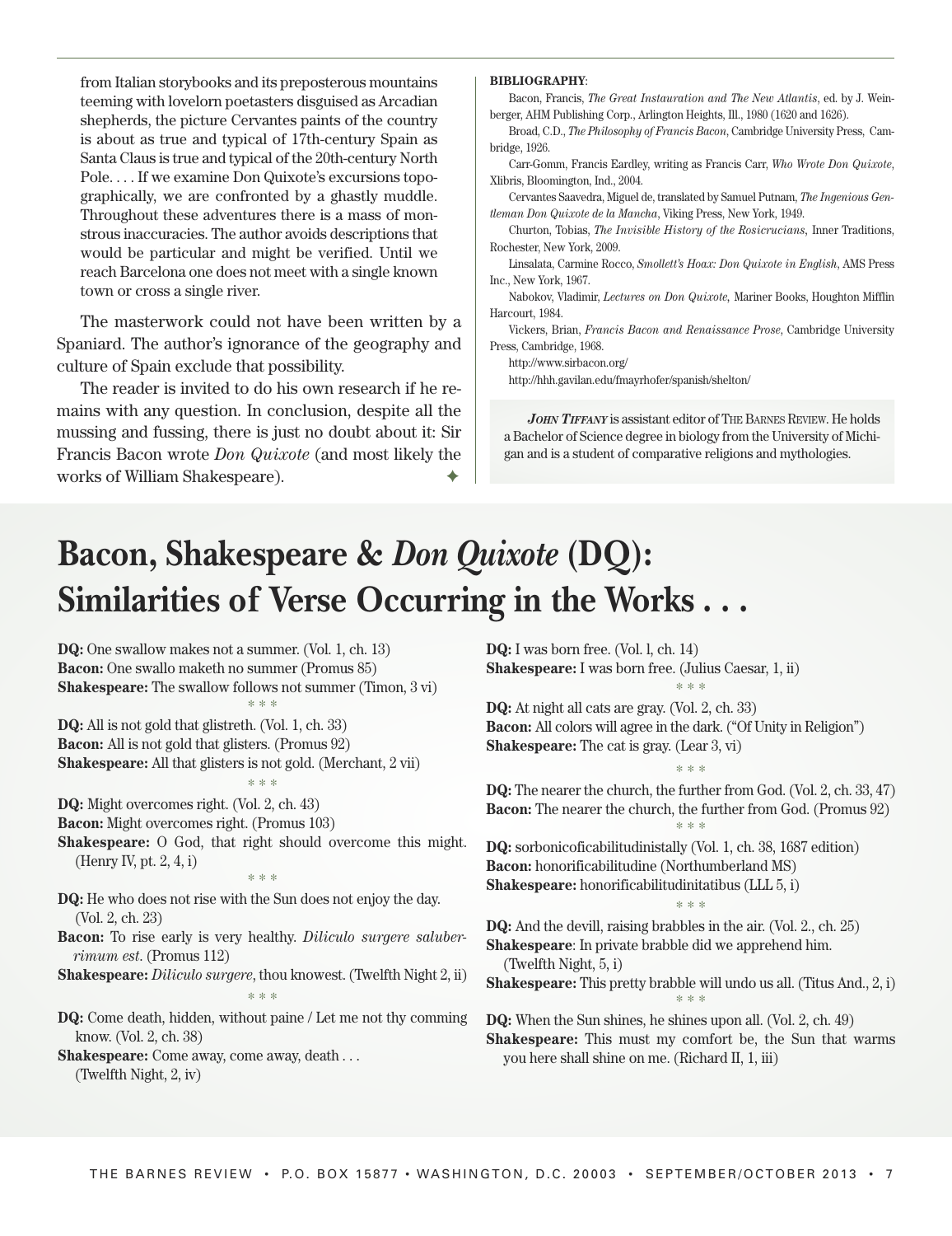from Italian storybooks and its preposterous mountains teeming with lovelorn poetasters disguised as Arcadian shepherds, the picture Cervantes paints of the country is about as true and typical of 17th-century Spain as Santa Claus is true and typical of the 20th-century North Pole. . . . If we examine Don Quixote's excursions topographically, we are confronted by a ghastly muddle. Throughout these adventures there is a mass of monstrous inaccuracies. The author avoids descriptions that would be particular and might be verified. Until we reach Barcelona one does not meet with a single known town or cross a single river.

The masterwork could not have been written by a Spaniard. The author's ignorance of the geography and culture of Spain exclude that possibility.

The reader is invited to do his own research if he remains with any question. In conclusion, despite all the mussing and fussing, there is just no doubt about it: Sir Francis Bacon wrote *Don Quixote* (and most likely the works of William Shakespeare). ✦

**BIBLIOGRAPHY**:

Bacon, Francis, *The Great Instauration and The New Atlantis*, ed. by J. Weinberger, AHM Publishing Corp., Arlington Heights, Ill., 1980 (1620 and 1626).

Broad, C.D., *The Philosophy of Francis Bacon*, Cambridge University Press, Cambridge, 1926.

Carr-Gomm, Francis Eardley, writing as Francis Carr, *Who Wrote Don Quixote*, Xlibris, Bloomington, Ind., 2004.

Cervantes Saavedra, Miguel de, translated by Samuel Putnam, *The Ingenious Gentleman Don Quixote de la Mancha*, Viking Press, New York, 1949.

Churton, Tobias, *The Invisible History of the Rosicrucians*, Inner Traditions, Rochester, New York, 2009.

Linsalata, Carmine Rocco, *Smollett's Hoax: Don Quixote in English*, AMS Press Inc., New York, 1967.

Nabokov, Vladimir, *Lectures on Don Quixote*, Mariner Books, Houghton Mifflin Harcourt, 1984.

Vickers, Brian, *Francis Bacon and Renaissance Prose*, Cambridge University Press, Cambridge, 1968.

http://www.sirbacon.org/

http://hhh.gavilan.edu/fmayrhofer/spanish/shelton/

***JOHN TIFFANY*** is assistant editor of THE BARNES REVIEW. He holds a Bachelor of Science degree in biology from the University of Michigan and is a student of comparative religions and mythologies.

## Bacon, Shakespeare & *Don Quixote* (DQ): Similarities of Verse Occurring in the Works . . .

**DQ:** One swallow makes not a summer. (Vol. 1, ch. 13)
**Bacon:** One swallo maketh no summer (Promus 85)
**Shakespeare:** The swallow follows not summer (Timon, 3 vi)

\* \* \*

**DQ:** All is not gold that glistreth. (Vol. 1, ch. 33)
**Bacon:** All is not gold that glisters. (Promus 92)
**Shakespeare:** All that glisters is not gold. (Merchant, 2 vii)

\* \* \*

**DQ:** Might overcomes right. (Vol. 2, ch. 43)
**Bacon:** Might overcomes right. (Promus 103)
**Shakespeare:** O God, that right should overcome this might. (Henry IV, pt. 2, 4, i)

\* \* \*

**DQ:** He who does not rise with the Sun does not enjoy the day. (Vol. 2, ch. 23)
**Bacon:** To rise early is very healthy. *Diliculo surgere saluberrimum est.* (Promus 112)
**Shakespeare:** *Diliculo surgere*, thou knowest. (Twelfth Night 2, ii)

\* \* \*

**DQ:** Come death, hidden, without paine / Let me not thy comming know. (Vol. 2, ch. 38)
**Shakespeare:** Come away, come away, death . . . (Twelfth Night, 2, iv)

**DQ:** I was born free. (Vol. l, ch. 14)
**Shakespeare:** I was born free. (Julius Caesar, 1, ii)

\* \* \*

**DQ:** At night all cats are gray. (Vol. 2, ch. 33)
**Bacon:** All colors will agree in the dark. ("Of Unity in Religion")
**Shakespeare:** The cat is gray. (Lear 3, vi)

\* \* \*

**DQ:** The nearer the church, the further from God. (Vol. 2, ch. 33, 47)
**Bacon:** The nearer the church, the further from God. (Promus 92)

\* \* \*

**DQ:** sorbonicoficabilitudinistally (Vol. 1, ch. 38, 1687 edition)
**Bacon:** honorificabilitudine (Northumberland MS)
**Shakespeare:** honorificabilitudinitatibus (LLL 5, i)

\* \* \*

**DQ:** And the devill, raising brabbles in the air. (Vol. 2., ch. 25)
**Shakespeare**: In private brabble did we apprehend him. (Twelfth Night, 5, i)
**Shakespeare:** This pretty brabble will undo us all. (Titus And., 2, i)

\* \* \*

**DQ:** When the Sun shines, he shines upon all. (Vol. 2, ch. 49)
**Shakespeare:** This must my comfort be, the Sun that warms you here shall shine on me. (Richard II, 1, iii)